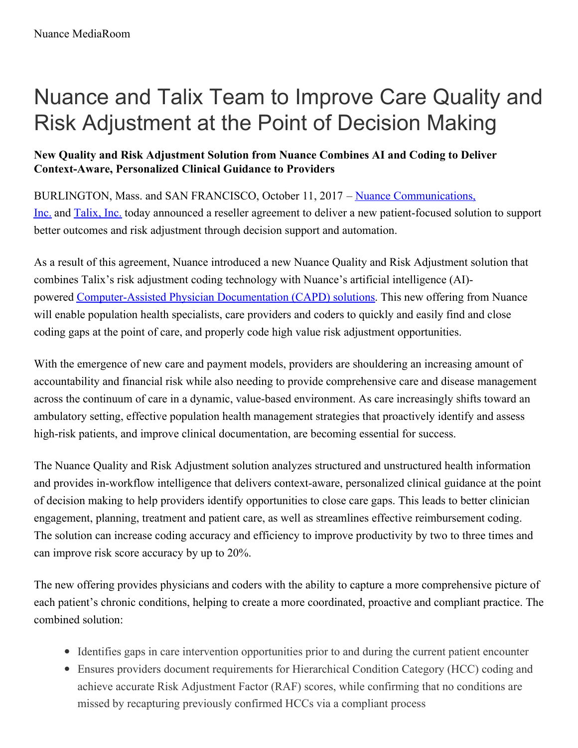Nuance MediaRoom

# Nuance and Talix Team to Improve Care Quality and Risk Adjustment at the Point of Decision Making

**New Quality and Risk Adjustment Solution from Nuance Combines AI and Coding to Deliver Context-Aware, Personalized Clinical Guidance to Providers**

BURLINGTON, Mass. and SAN FRANCISCO, October 11, 2017 – Nuance Communications, Inc. and Talix, Inc. today announced a reseller agreement to deliver a new patient-focused solution to support better outcomes and risk adjustment through decision support and automation.

As a result of this agreement, Nuance introduced a new Nuance Quality and Risk Adjustment solution that combines Talix's risk adjustment coding technology with Nuance's artificial intelligence (AI)-powered Computer-Assisted Physician Documentation (CAPD) solutions. This new offering from Nuance will enable population health specialists, care providers and coders to quickly and easily find and close coding gaps at the point of care, and properly code high value risk adjustment opportunities.

With the emergence of new care and payment models, providers are shouldering an increasing amount of accountability and financial risk while also needing to provide comprehensive care and disease management across the continuum of care in a dynamic, value-based environment. As care increasingly shifts toward an ambulatory setting, effective population health management strategies that proactively identify and assess high-risk patients, and improve clinical documentation, are becoming essential for success.

The Nuance Quality and Risk Adjustment solution analyzes structured and unstructured health information and provides in-workflow intelligence that delivers context-aware, personalized clinical guidance at the point of decision making to help providers identify opportunities to close care gaps. This leads to better clinician engagement, planning, treatment and patient care, as well as streamlines effective reimbursement coding. The solution can increase coding accuracy and efficiency to improve productivity by two to three times and can improve risk score accuracy by up to 20%.

The new offering provides physicians and coders with the ability to capture a more comprehensive picture of each patient's chronic conditions, helping to create a more coordinated, proactive and compliant practice. The combined solution:

- Identifies gaps in care intervention opportunities prior to and during the current patient encounter
- Ensures providers document requirements for Hierarchical Condition Category (HCC) coding and achieve accurate Risk Adjustment Factor (RAF) scores, while confirming that no conditions are missed by recapturing previously confirmed HCCs via a compliant process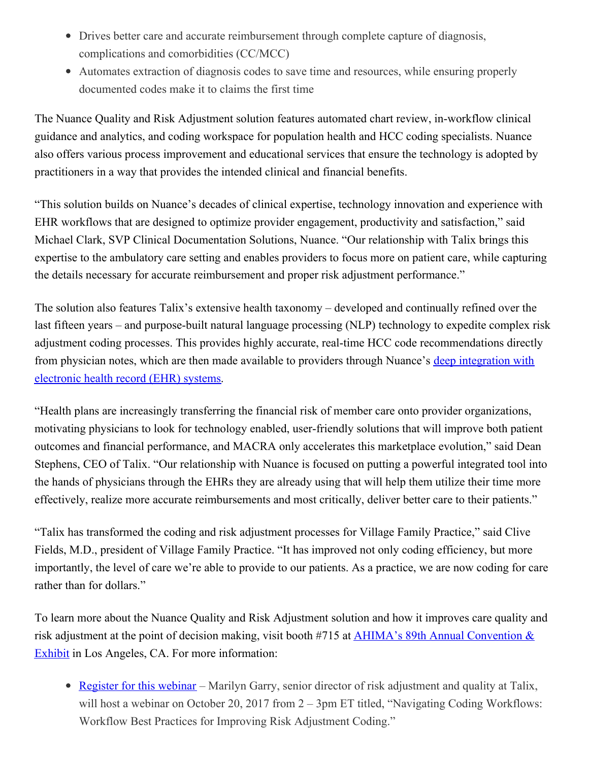- Drives better care and accurate reimbursement through complete capture of diagnosis, complications and comorbidities (CC/MCC)
- Automates extraction of diagnosis codes to save time and resources, while ensuring properly documented codes make it to claims the first time

The Nuance Quality and Risk Adjustment solution features automated chart review, in-workflow clinical guidance and analytics, and coding workspace for population health and HCC coding specialists. Nuance also offers various process improvement and educational services that ensure the technology is adopted by practitioners in a way that provides the intended clinical and financial benefits.

"This solution builds on Nuance's decades of clinical expertise, technology innovation and experience with EHR workflows that are designed to optimize provider engagement, productivity and satisfaction," said Michael Clark, SVP Clinical Documentation Solutions, Nuance. "Our relationship with Talix brings this expertise to the ambulatory care setting and enables providers to focus more on patient care, while capturing the details necessary for accurate reimbursement and proper risk adjustment performance."

The solution also features Talix's extensive health taxonomy – developed and continually refined over the last fifteen years – and purpose-built natural language processing (NLP) technology to expedite complex risk adjustment coding processes. This provides highly accurate, real-time HCC code recommendations directly from physician notes, which are then made available to providers through Nuance's [deep integration with electronic health record (EHR) systems](#).

"Health plans are increasingly transferring the financial risk of member care onto provider organizations, motivating physicians to look for technology enabled, user-friendly solutions that will improve both patient outcomes and financial performance, and MACRA only accelerates this marketplace evolution," said Dean Stephens, CEO of Talix. "Our relationship with Nuance is focused on putting a powerful integrated tool into the hands of physicians through the EHRs they are already using that will help them utilize their time more effectively, realize more accurate reimbursements and most critically, deliver better care to their patients."

"Talix has transformed the coding and risk adjustment processes for Village Family Practice," said Clive Fields, M.D., president of Village Family Practice. "It has improved not only coding efficiency, but more importantly, the level of care we're able to provide to our patients. As a practice, we are now coding for care rather than for dollars."

To learn more about the Nuance Quality and Risk Adjustment solution and how it improves care quality and risk adjustment at the point of decision making, visit booth #715 at [AHIMA's 89th Annual Convention & Exhibit](#) in Los Angeles, CA. For more information:

- [Register for this webinar](#) – Marilyn Garry, senior director of risk adjustment and quality at Talix, will host a webinar on October 20, 2017 from 2 – 3pm ET titled, "Navigating Coding Workflows: Workflow Best Practices for Improving Risk Adjustment Coding."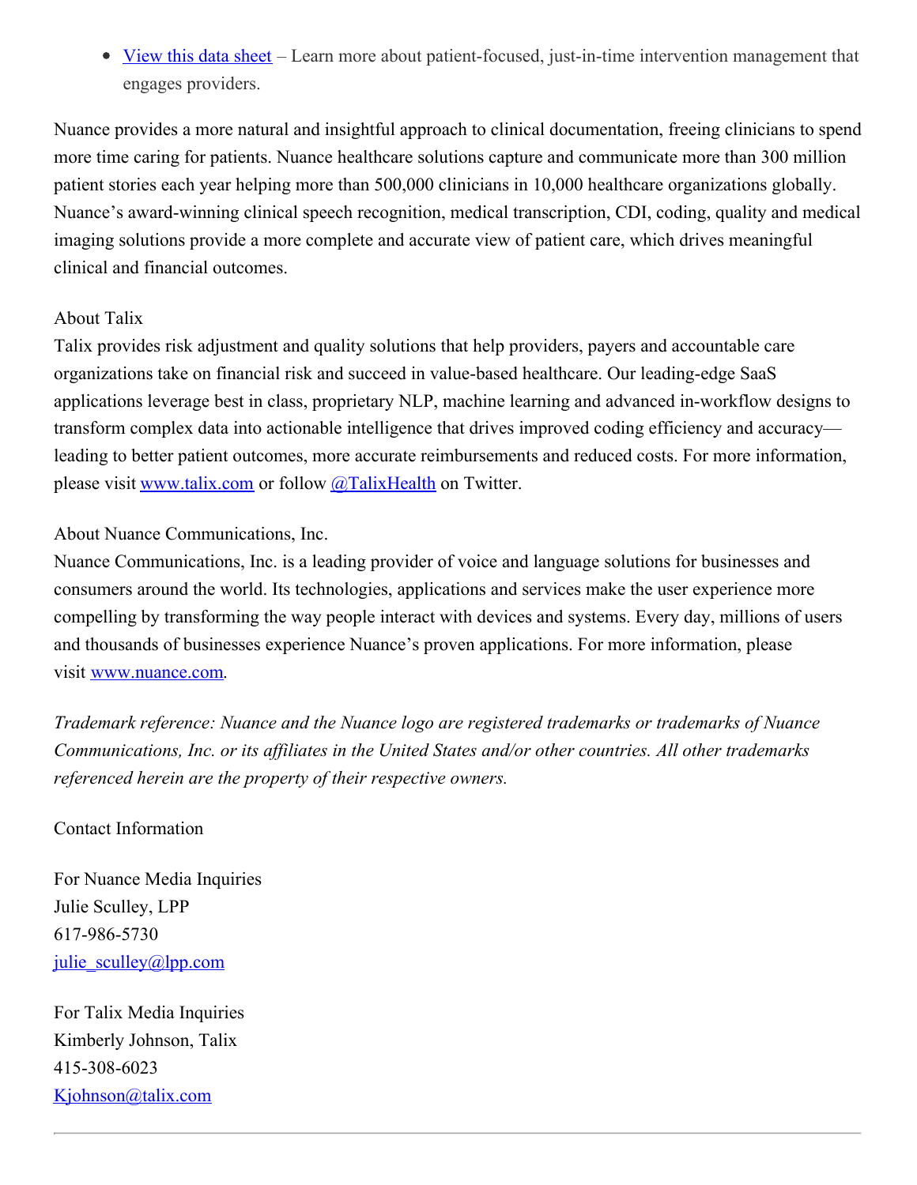- [View this data sheet]() – Learn more about patient-focused, just-in-time intervention management that engages providers.

Nuance provides a more natural and insightful approach to clinical documentation, freeing clinicians to spend more time caring for patients. Nuance healthcare solutions capture and communicate more than 300 million patient stories each year helping more than 500,000 clinicians in 10,000 healthcare organizations globally. Nuance's award-winning clinical speech recognition, medical transcription, CDI, coding, quality and medical imaging solutions provide a more complete and accurate view of patient care, which drives meaningful clinical and financial outcomes.

About Talix

Talix provides risk adjustment and quality solutions that help providers, payers and accountable care organizations take on financial risk and succeed in value-based healthcare. Our leading-edge SaaS applications leverage best in class, proprietary NLP, machine learning and advanced in-workflow designs to transform complex data into actionable intelligence that drives improved coding efficiency and accuracy—leading to better patient outcomes, more accurate reimbursements and reduced costs. For more information, please visit www.talix.com or follow @TalixHealth on Twitter.

About Nuance Communications, Inc.

Nuance Communications, Inc. is a leading provider of voice and language solutions for businesses and consumers around the world. Its technologies, applications and services make the user experience more compelling by transforming the way people interact with devices and systems. Every day, millions of users and thousands of businesses experience Nuance's proven applications. For more information, please visit www.nuance.com.

*Trademark reference: Nuance and the Nuance logo are registered trademarks or trademarks of Nuance Communications, Inc. or its affiliates in the United States and/or other countries. All other trademarks referenced herein are the property of their respective owners.*

Contact Information

For Nuance Media Inquiries
Julie Sculley, LPP
617-986-5730
julie_sculley@lpp.com

For Talix Media Inquiries
Kimberly Johnson, Talix
415-308-6023
Kjohnson@talix.com

---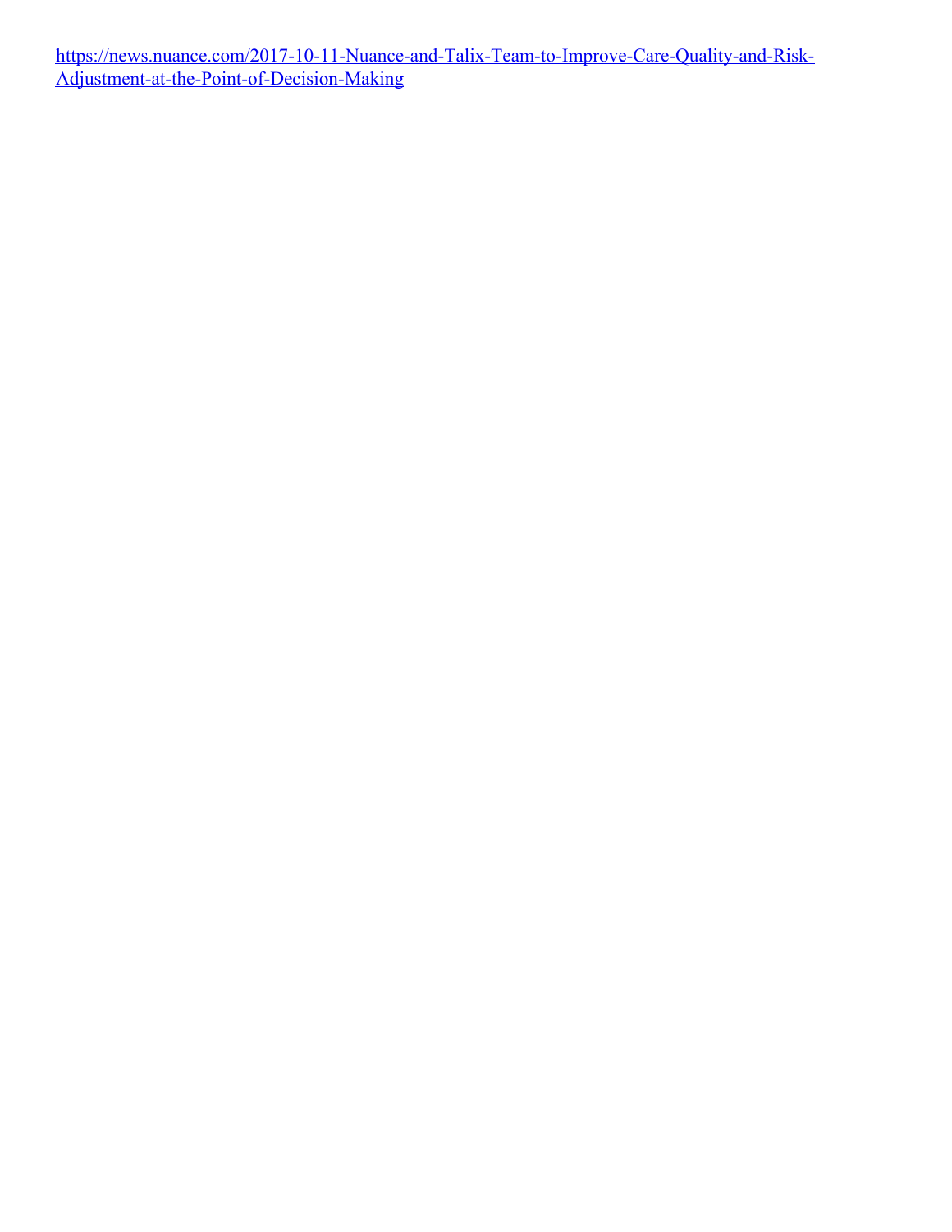[https://news.nuance.com/2017-10-11-Nuance-and-Talix-Team-to-Improve-Care-Quality-and-Risk-Adjustment-at-the-Point-of-Decision-Making](https://news.nuance.com/2017-10-11-Nuance-and-Talix-Team-to-Improve-Care-Quality-and-Risk-Adjustment-at-the-Point-of-Decision-Making)